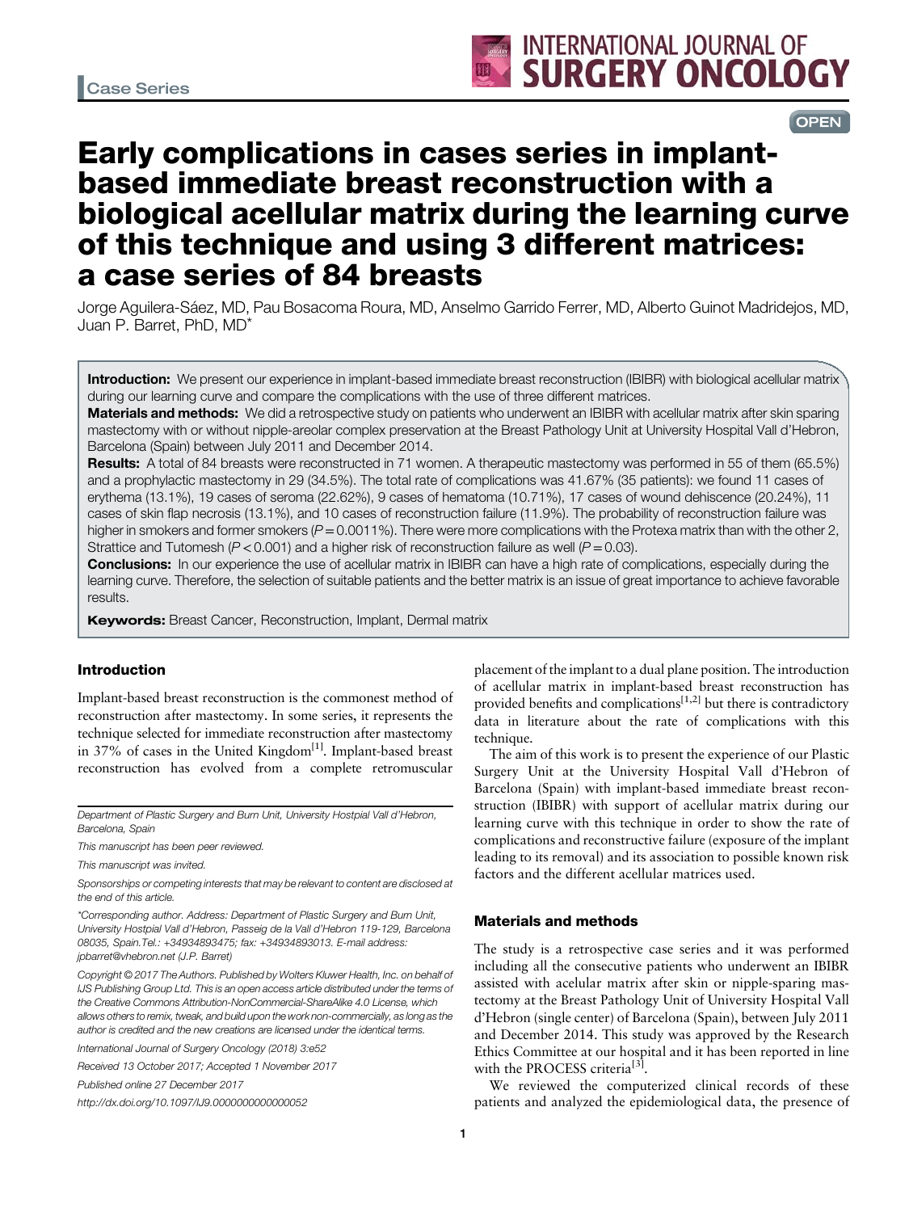Case Series

# Early complications in cases series in implant-based immediate breast reconstruction with a biological acellular matrix during the learning curve of this technique and using 3 different matrices: a case series of 84 breasts

Jorge Aguilera-Sáez, MD, Pau Bosacoma Roura, MD, Anselmo Garrido Ferrer, MD, Alberto Guinot Madridejos, MD, Juan P. Barret, PhD, MD*

**Introduction:** We present our experience in implant-based immediate breast reconstruction (IBIBR) with biological acellular matrix during our learning curve and compare the complications with the use of three different matrices.

**Materials and methods:** We did a retrospective study on patients who underwent an IBIBR with acellular matrix after skin sparing mastectomy with or without nipple-areolar complex preservation at the Breast Pathology Unit at University Hospital Vall d'Hebron, Barcelona (Spain) between July 2011 and December 2014.

**Results:** A total of 84 breasts were reconstructed in 71 women. A therapeutic mastectomy was performed in 55 of them (65.5%) and a prophylactic mastectomy in 29 (34.5%). The total rate of complications was 41.67% (35 patients): we found 11 cases of erythema (13.1%), 19 cases of seroma (22.62%), 9 cases of hematoma (10.71%), 17 cases of wound dehiscence (20.24%), 11 cases of skin flap necrosis (13.1%), and 10 cases of reconstruction failure (11.9%). The probability of reconstruction failure was higher in smokers and former smokers ($P = 0.0011\%$). There were more complications with the Protexa matrix than with the other 2, Strattice and Tutomesh ($P < 0.001$) and a higher risk of reconstruction failure as well ($P = 0.03$).

**Conclusions:** In our experience the use of acellular matrix in IBIBR can have a high rate of complications, especially during the learning curve. Therefore, the selection of suitable patients and the better matrix is an issue of great importance to achieve favorable results.

**Keywords:** Breast Cancer, Reconstruction, Implant, Dermal matrix

## Introduction

Implant-based breast reconstruction is the commonest method of reconstruction after mastectomy. In some series, it represents the technique selected for immediate reconstruction after mastectomy in 37% of cases in the United Kingdom[1]. Implant-based breast reconstruction has evolved from a complete retromuscular placement of the implant to a dual plane position. The introduction of acellular matrix in implant-based breast reconstruction has provided benefits and complications[1,2] but there is contradictory data in literature about the rate of complications with this technique.

The aim of this work is to present the experience of our Plastic Surgery Unit at the University Hospital Vall d'Hebron of Barcelona (Spain) with implant-based immediate breast reconstruction (IBIBR) with support of acellular matrix during our learning curve with this technique in order to show the rate of complications and reconstructive failure (exposure of the implant leading to its removal) and its association to possible known risk factors and the different acellular matrices used.

## Materials and methods

The study is a retrospective case series and it was performed including all the consecutive patients who underwent an IBIBR assisted with acelular matrix after skin or nipple-sparing mastectomy at the Breast Pathology Unit of University Hospital Vall d'Hebron (single center) of Barcelona (Spain), between July 2011 and December 2014. This study was approved by the Research Ethics Committee at our hospital and it has been reported in line with the PROCESS criteria[3].

We reviewed the computerized clinical records of these patients and analyzed the epidemiological data, the presence of

---

*Department of Plastic Surgery and Burn Unit, University Hostpial Vall d'Hebron, Barcelona, Spain*

*This manuscript has been peer reviewed.*

*This manuscript was invited.*

*Sponsorships or competing interests that may be relevant to content are disclosed at the end of this article.*

*\*Corresponding author. Address: Department of Plastic Surgery and Burn Unit, University Hostpial Vall d'Hebron, Passeig de la Vall d'Hebron 119-129, Barcelona 08035, Spain.Tel.: +34934893475; fax: +34934893013. E-mail address: jpbarret@vhebron.net (J.P. Barret)*

*Copyright © 2017 The Authors. Published by Wolters Kluwer Health, Inc. on behalf of IJS Publishing Group Ltd. This is an open access article distributed under the terms of the Creative Commons Attribution-NonCommercial-ShareAlike 4.0 License, which allows others to remix, tweak, and build upon the work non-commercially, as long as the author is credited and the new creations are licensed under the identical terms.*

*International Journal of Surgery Oncology (2018) 3:e52*

*Received 13 October 2017; Accepted 1 November 2017*

*Published online 27 December 2017*

*http://dx.doi.org/10.1097/IJ9.0000000000000052*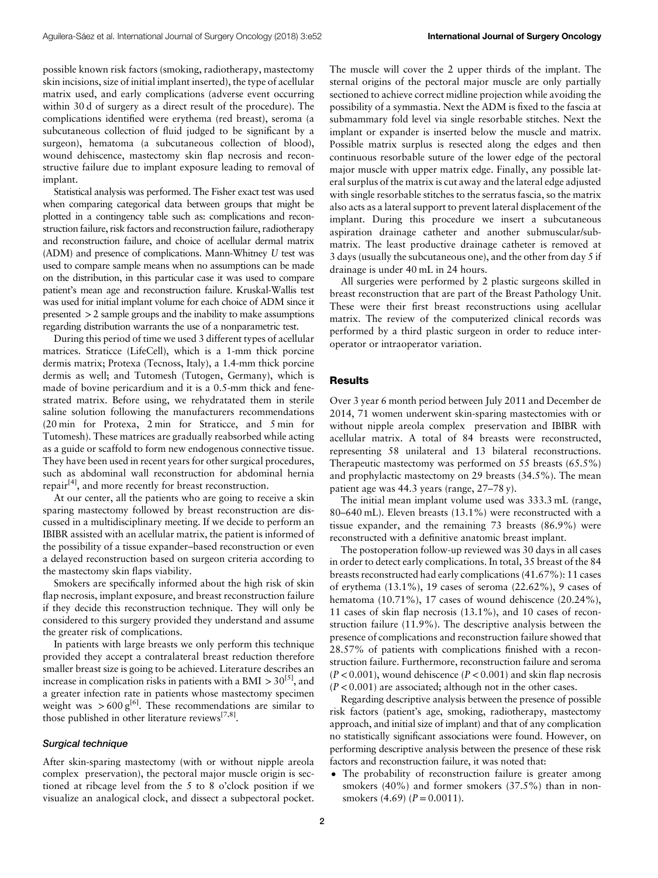possible known risk factors (smoking, radiotherapy, mastectomy skin incisions, size of initial implant inserted), the type of acellular matrix used, and early complications (adverse event occurring within 30 d of surgery as a direct result of the procedure). The complications identified were erythema (red breast), seroma (a subcutaneous collection of fluid judged to be significant by a surgeon), hematoma (a subcutaneous collection of blood), wound dehiscence, mastectomy skin flap necrosis and reconstructive failure due to implant exposure leading to removal of implant.

Statistical analysis was performed. The Fisher exact test was used when comparing categorical data between groups that might be plotted in a contingency table such as: complications and reconstruction failure, risk factors and reconstruction failure, radiotherapy and reconstruction failure, and choice of acellular dermal matrix (ADM) and presence of complications. Mann-Whitney $U$ test was used to compare sample means when no assumptions can be made on the distribution, in this particular case it was used to compare patient's mean age and reconstruction failure. Kruskal-Wallis test was used for initial implant volume for each choice of ADM since it presented $>2$ sample groups and the inability to make assumptions regarding distribution warrants the use of a nonparametric test.

During this period of time we used 3 different types of acellular matrices. Straticce (LifeCell), which is a 1-mm thick porcine dermis matrix; Protexa (Tecnoss, Italy), a 1.4-mm thick porcine dermis as well; and Tutomesh (Tutogen, Germany), which is made of bovine pericardium and it is a 0.5-mm thick and fenestrated matrix. Before using, we rehydratated them in sterile saline solution following the manufacturers recommendations (20 min for Protexa, 2 min for Straticce, and 5 min for Tutomesh). These matrices are gradually reasborbed while acting as a guide or scaffold to form new endogenous connective tissue. They have been used in recent years for other surgical procedures, such as abdominal wall reconstruction for abdominal hernia repair[4], and more recently for breast reconstruction.

At our center, all the patients who are going to receive a skin sparing mastectomy followed by breast reconstruction are discussed in a multidisciplinary meeting. If we decide to perform an IBIBR assisted with an acellular matrix, the patient is informed of the possibility of a tissue expander–based reconstruction or even a delayed reconstruction based on surgeon criteria according to the mastectomy skin flaps viability.

Smokers are specifically informed about the high risk of skin flap necrosis, implant exposure, and breast reconstruction failure if they decide this reconstruction technique. They will only be considered to this surgery provided they understand and assume the greater risk of complications.

In patients with large breasts we only perform this technique provided they accept a contralateral breast reduction therefore smaller breast size is going to be achieved. Literature describes an increase in complication risks in patients with a BMI $>30$[5], and a greater infection rate in patients whose mastectomy specimen weight was $>600$ g[6]. These recommendations are similar to those published in other literature reviews[7,8].

### Surgical technique

After skin-sparing mastectomy (with or without nipple areola complex preservation), the pectoral major muscle origin is sectioned at ribcage level from the 5 to 8 o'clock position if we visualize an analogical clock, and dissect a subpectoral pocket. The muscle will cover the 2 upper thirds of the implant. The sternal origins of the pectoral major muscle are only partially sectioned to achieve correct midline projection while avoiding the possibility of a symmastia. Next the ADM is fixed to the fascia at submammary fold level via single resorbable stitches. Next the implant or expander is inserted below the muscle and matrix. Possible matrix surplus is resected along the edges and then continuous resorbable suture of the lower edge of the pectoral major muscle with upper matrix edge. Finally, any possible lateral surplus of the matrix is cut away and the lateral edge adjusted with single resorbable stitches to the serratus fascia, so the matrix also acts as a lateral support to prevent lateral displacement of the implant. During this procedure we insert a subcutaneous aspiration drainage catheter and another submuscular/submatrix. The least productive drainage catheter is removed at 3 days (usually the subcutaneous one), and the other from day 5 if drainage is under 40 mL in 24 hours.

All surgeries were performed by 2 plastic surgeons skilled in breast reconstruction that are part of the Breast Pathology Unit. These were their first breast reconstructions using acellular matrix. The review of the computerized clinical records was performed by a third plastic surgeon in order to reduce interoperator or intraoperator variation.

## Results

Over 3 year 6 month period between July 2011 and December de 2014, 71 women underwent skin-sparing mastectomies with or without nipple areola complex preservation and IBIBR with acellular matrix. A total of 84 breasts were reconstructed, representing 58 unilateral and 13 bilateral reconstructions. Therapeutic mastectomy was performed on 55 breasts (65.5%) and prophylactic mastectomy on 29 breasts (34.5%). The mean patient age was 44.3 years (range, 27–78 y).

The initial mean implant volume used was 333.3 mL (range, 80–640 mL). Eleven breasts (13.1%) were reconstructed with a tissue expander, and the remaining 73 breasts (86.9%) were reconstructed with a definitive anatomic breast implant.

The postoperation follow-up reviewed was 30 days in all cases in order to detect early complications. In total, 35 breast of the 84 breasts reconstructed had early complications (41.67%): 11 cases of erythema (13.1%), 19 cases of seroma (22.62%), 9 cases of hematoma (10.71%), 17 cases of wound dehiscence (20.24%), 11 cases of skin flap necrosis (13.1%), and 10 cases of reconstruction failure (11.9%). The descriptive analysis between the presence of complications and reconstruction failure showed that 28.57% of patients with complications finished with a reconstruction failure. Furthermore, reconstruction failure and seroma ($P<0.001$), wound dehiscence ($P<0.001$) and skin flap necrosis ($P<0.001$) are associated; although not in the other cases.

Regarding descriptive analysis between the presence of possible risk factors (patient's age, smoking, radiotherapy, mastectomy approach, and initial size of implant) and that of any complication no statistically significant associations were found. However, on performing descriptive analysis between the presence of these risk factors and reconstruction failure, it was noted that:

- The probability of reconstruction failure is greater among smokers (40%) and former smokers (37.5%) than in nonsmokers (4.69) ($P=0.0011$).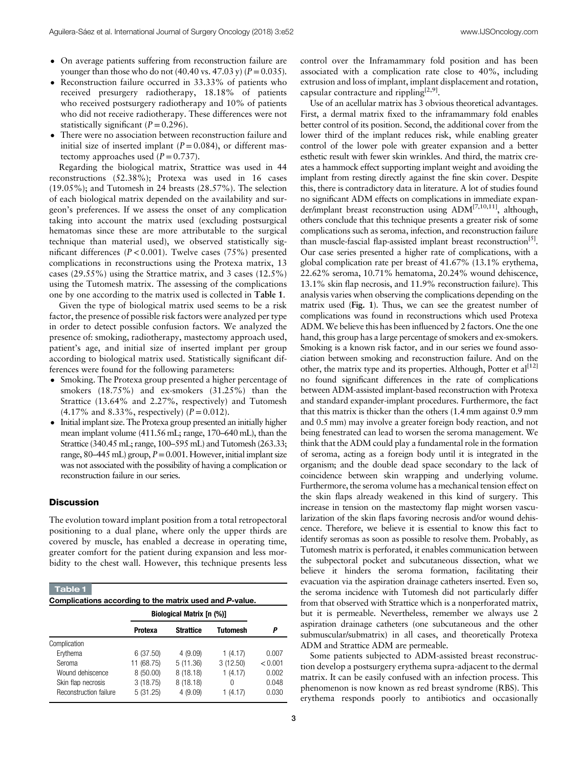- On average patients suffering from reconstruction failure are younger than those who do not (40.40 vs. 47.03 y) ($P = 0.035$).
- Reconstruction failure occurred in 33.33% of patients who received presurgery radiotherapy, 18.18% of patients who received postsurgery radiotherapy and 10% of patients who did not receive radiotherapy. These differences were not statistically significant ($P = 0.296$).
- There were no association between reconstruction failure and initial size of inserted implant ($P = 0.084$), or different mastectomy approaches used ($P = 0.737$).

Regarding the biological matrix, Strattice was used in 44 reconstructions (52.38%); Protexa was used in 16 cases (19.05%); and Tutomesh in 24 breasts (28.57%). The selection of each biological matrix depended on the availability and surgeon's preferences. If we assess the onset of any complication taking into account the matrix used (excluding postsurgical hematomas since these are more attributable to the surgical technique than material used), we observed statistically significant differences ($P < 0.001$). Twelve cases (75%) presented complications in reconstructions using the Protexa matrix, 13 cases (29.55%) using the Strattice matrix, and 3 cases (12.5%) using the Tutomesh matrix. The assessing of the complications one by one according to the matrix used is collected in **Table 1**.

Given the type of biological matrix used seems to be a risk factor, the presence of possible risk factors were analyzed per type in order to detect possible confusion factors. We analyzed the presence of: smoking, radiotherapy, mastectomy approach used, patient's age, and initial size of inserted implant per group according to biological matrix used. Statistically significant differences were found for the following parameters:

- Smoking. The Protexa group presented a higher percentage of smokers (18.75%) and ex-smokers (31.25%) than the Strattice (13.64% and 2.27%, respectively) and Tutomesh (4.17% and 8.33%, respectively) ($P = 0.012$).
- Initial implant size. The Protexa group presented an initially higher mean implant volume (411.56 mL; range, 170–640 mL) than the Strattice (340.45 mL; range, 100–595 mL) and Tutomesh (263.33; range, 80–445 mL) group, $P = 0.001$. However, initial implant size was not associated with the possibility of having a complication or reconstruction failure in our series.

## Discussion

The evolution toward implant position from a total retropectoral positioning to a dual plane, where only the upper thirds are covered by muscle, has enabled a decrease in operating time, greater comfort for the patient during expansion and less morbidity to the chest wall. However, this technique presents less control over the Inframammary fold position and has been associated with a complication rate close to 40%, including extrusion and loss of implant, implant displacement and rotation, capsular contracture and rippling[2,9].

**Table 1**

**Complications according to the matrix used and $P$-value.**

| | Biological Matrix [n (%)] | | | |
|---|---|---|---|---|
| | Protexa | Strattice | Tutomesh | $P$ |
| Complication | | | | |
| Erythema | 6 (37.50) | 4 (9.09) | 1 (4.17) | 0.007 |
| Seroma | 11 (68.75) | 5 (11.36) | 3 (12.50) | < 0.001 |
| Wound dehiscence | 8 (50.00) | 8 (18.18) | 1 (4.17) | 0.002 |
| Skin flap necrosis | 3 (18.75) | 8 (18.18) | 0 | 0.048 |
| Reconstruction failure | 5 (31.25) | 4 (9.09) | 1 (4.17) | 0.030 |

Use of an acellular matrix has 3 obvious theoretical advantages. First, a dermal matrix fixed to the inframammary fold enables better control of its position. Second, the additional cover from the lower third of the implant reduces risk, while enabling greater control of the lower pole with greater expansion and a better esthetic result with fewer skin wrinkles. And third, the matrix creates a hammock effect supporting implant weight and avoiding the implant from resting directly against the fine skin cover. Despite this, there is contradictory data in literature. A lot of studies found no significant ADM effects on complications in immediate expander/implant breast reconstruction using ADM[7,10,11], although, others conclude that this technique presents a greater risk of some complications such as seroma, infection, and reconstruction failure than muscle-fascial flap-assisted implant breast reconstruction[5]. Our case series presented a higher rate of complications, with a global complication rate per breast of 41.67% (13.1% erythema, 22.62% seroma, 10.71% hematoma, 20.24% wound dehiscence, 13.1% skin flap necrosis, and 11.9% reconstruction failure). This analysis varies when observing the complications depending on the matrix used (**Fig. 1**). Thus, we can see the greatest number of complications was found in reconstructions which used Protexa ADM. We believe this has been influenced by 2 factors. One the one hand, this group has a large percentage of smokers and ex-smokers. Smoking is a known risk factor, and in our series we found association between smoking and reconstruction failure. And on the other, the matrix type and its properties. Although, Potter et al[12] no found significant differences in the rate of complications between ADM-assisted implant-based reconstruction with Protexa and standard expander-implant procedures. Furthermore, the fact that this matrix is thicker than the others (1.4 mm against 0.9 mm and 0.5 mm) may involve a greater foreign body reaction, and not being fenestrated can lead to worsen the seroma management. We think that the ADM could play a fundamental role in the formation of seroma, acting as a foreign body until it is integrated in the organism; and the double dead space secondary to the lack of coincidence between skin wrapping and underlying volume. Furthermore, the seroma volume has a mechanical tension effect on the skin flaps already weakened in this kind of surgery. This increase in tension on the mastectomy flap might worsen vascularization of the skin flaps favoring necrosis and/or wound dehiscence. Therefore, we believe it is essential to know this fact to identify seromas as soon as possible to resolve them. Probably, as Tutomesh matrix is perforated, it enables communication between the subpectoral pocket and subcutaneous dissection, what we believe it hinders the seroma formation, facilitating their evacuation via the aspiration drainage catheters inserted. Even so, the seroma incidence with Tutomesh did not particularly differ from that observed with Strattice which is a nonperforated matrix, but it is permeable. Nevertheless, remember we always use 2 aspiration drainage catheters (one subcutaneous and the other submuscular/submatrix) in all cases, and theoretically Protexa ADM and Strattice ADM are permeable.

Some patients subjected to ADM-assisted breast reconstruction develop a postsurgery erythema supra-adjacent to the dermal matrix. It can be easily confused with an infection process. This phenomenon is now known as red breast syndrome (RBS). This erythema responds poorly to antibiotics and occasionally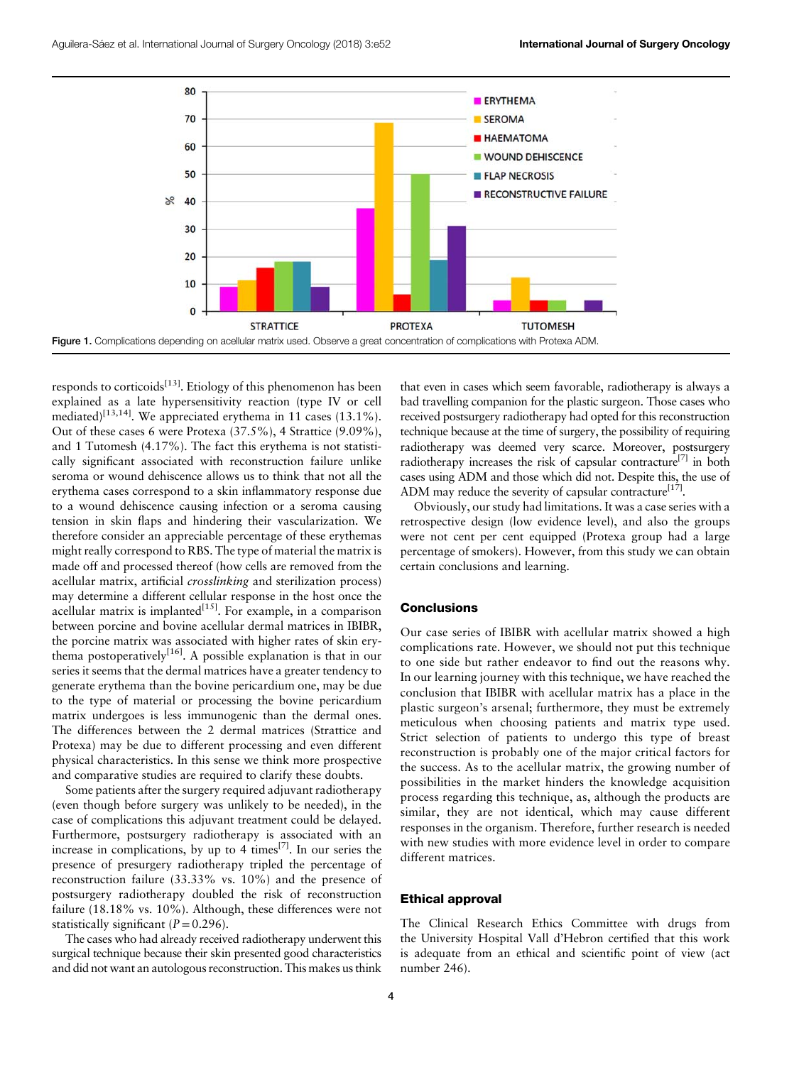Figure 1. Complications depending on acellular matrix used. Observe a great concentration of complications with Protexa ADM.

responds to corticoids[13]. Etiology of this phenomenon has been explained as a late hypersensitivity reaction (type IV or cell mediated)[13,14]. We appreciated erythema in 11 cases (13.1%). Out of these cases 6 were Protexa (37.5%), 4 Strattice (9.09%), and 1 Tutomesh (4.17%). The fact this erythema is not statistically significant associated with reconstruction failure unlike seroma or wound dehiscence allows us to think that not all the erythema cases correspond to a skin inflammatory response due to a wound dehiscence causing infection or a seroma causing tension in skin flaps and hindering their vascularization. We therefore consider an appreciable percentage of these erythemas might really correspond to RBS. The type of material the matrix is made off and processed thereof (how cells are removed from the acellular matrix, artificial *crosslinking* and sterilization process) may determine a different cellular response in the host once the acellular matrix is implanted[15]. For example, in a comparison between porcine and bovine acellular dermal matrices in IBIBR, the porcine matrix was associated with higher rates of skin erythema postoperatively[16]. A possible explanation is that in our series it seems that the dermal matrices have a greater tendency to generate erythema than the bovine pericardium one, may be due to the type of material or processing the bovine pericardium matrix undergoes is less immunogenic than the dermal ones. The differences between the 2 dermal matrices (Strattice and Protexa) may be due to different processing and even different physical characteristics. In this sense we think more prospective and comparative studies are required to clarify these doubts.

Some patients after the surgery required adjuvant radiotherapy (even though before surgery was unlikely to be needed), in the case of complications this adjuvant treatment could be delayed. Furthermore, postsurgery radiotherapy is associated with an increase in complications, by up to 4 times[7]. In our series the presence of presurgery radiotherapy tripled the percentage of reconstruction failure (33.33% vs. 10%) and the presence of postsurgery radiotherapy doubled the risk of reconstruction failure (18.18% vs. 10%). Although, these differences were not statistically significant ($P = 0.296$).

The cases who had already received radiotherapy underwent this surgical technique because their skin presented good characteristics and did not want an autologous reconstruction. This makes us think that even in cases which seem favorable, radiotherapy is always a bad travelling companion for the plastic surgeon. Those cases who received postsurgery radiotherapy had opted for this reconstruction technique because at the time of surgery, the possibility of requiring radiotherapy was deemed very scarce. Moreover, postsurgery radiotherapy increases the risk of capsular contracture[7] in both cases using ADM and those which did not. Despite this, the use of ADM may reduce the severity of capsular contracture[17].

Obviously, our study had limitations. It was a case series with a retrospective design (low evidence level), and also the groups were not cent per cent equipped (Protexa group had a large percentage of smokers). However, from this study we can obtain certain conclusions and learning.

## Conclusions

Our case series of IBIBR with acellular matrix showed a high complications rate. However, we should not put this technique to one side but rather endeavor to find out the reasons why. In our learning journey with this technique, we have reached the conclusion that IBIBR with acellular matrix has a place in the plastic surgeon's arsenal; furthermore, they must be extremely meticulous when choosing patients and matrix type used. Strict selection of patients to undergo this type of breast reconstruction is probably one of the major critical factors for the success. As to the acellular matrix, the growing number of possibilities in the market hinders the knowledge acquisition process regarding this technique, as, although the products are similar, they are not identical, which may cause different responses in the organism. Therefore, further research is needed with new studies with more evidence level in order to compare different matrices.

## Ethical approval

The Clinical Research Ethics Committee with drugs from the University Hospital Vall d'Hebron certified that this work is adequate from an ethical and scientific point of view (act number 246).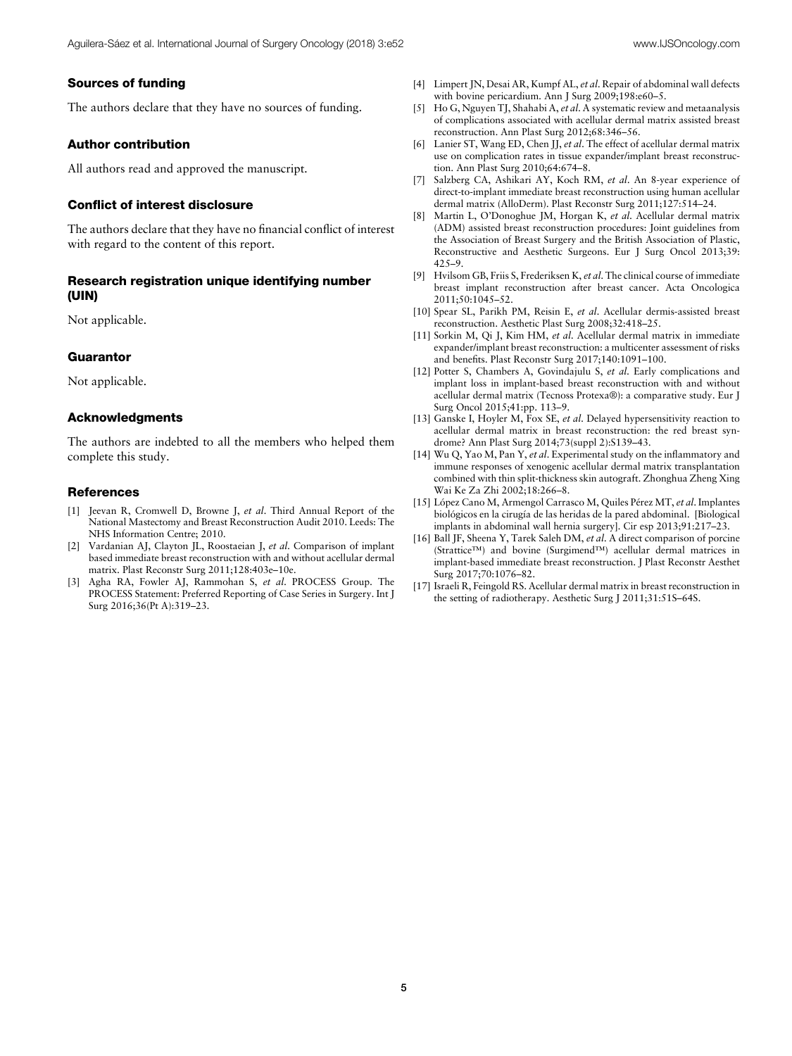## Sources of funding

The authors declare that they have no sources of funding.

## Author contribution

All authors read and approved the manuscript.

## Conflict of interest disclosure

The authors declare that they have no financial conflict of interest with regard to the content of this report.

## Research registration unique identifying number (UIN)

Not applicable.

## Guarantor

Not applicable.

## Acknowledgments

The authors are indebted to all the members who helped them complete this study.

## References

[1] Jeevan R, Cromwell D, Browne J, *et al*. Third Annual Report of the National Mastectomy and Breast Reconstruction Audit 2010. Leeds: The NHS Information Centre; 2010.

[2] Vardanian AJ, Clayton JL, Roostaeian J, *et al*. Comparison of implant based immediate breast reconstruction with and without acellular dermal matrix. Plast Reconstr Surg 2011;128:403e–10e.

[3] Agha RA, Fowler AJ, Rammohan S, *et al*. PROCESS Group. The PROCESS Statement: Preferred Reporting of Case Series in Surgery. Int J Surg 2016;36(Pt A):319–23.

[4] Limpert JN, Desai AR, Kumpf AL, *et al*. Repair of abdominal wall defects with bovine pericardium. Ann J Surg 2009;198:e60–5.

[5] Ho G, Nguyen TJ, Shahabi A, *et al*. A systematic review and metaanalysis of complications associated with acellular dermal matrix assisted breast reconstruction. Ann Plast Surg 2012;68:346–56.

[6] Lanier ST, Wang ED, Chen JJ, *et al*. The effect of acellular dermal matrix use on complication rates in tissue expander/implant breast reconstruction. Ann Plast Surg 2010;64:674–8.

[7] Salzberg CA, Ashikari AY, Koch RM, *et al*. An 8-year experience of direct-to-implant immediate breast reconstruction using human acellular dermal matrix (AlloDerm). Plast Reconstr Surg 2011;127:514–24.

[8] Martin L, O'Donoghue JM, Horgan K, *et al*. Acellular dermal matrix (ADM) assisted breast reconstruction procedures: Joint guidelines from the Association of Breast Surgery and the British Association of Plastic, Reconstructive and Aesthetic Surgeons. Eur J Surg Oncol 2013;39: 425–9.

[9] Hvilsom GB, Friis S, Frederiksen K, *et al*. The clinical course of immediate breast implant reconstruction after breast cancer. Acta Oncologica 2011;50:1045–52.

[10] Spear SL, Parikh PM, Reisin E, *et al*. Acellular dermis-assisted breast reconstruction. Aesthetic Plast Surg 2008;32:418–25.

[11] Sorkin M, Qi J, Kim HM, *et al*. Acellular dermal matrix in immediate expander/implant breast reconstruction: a multicenter assessment of risks and benefits. Plast Reconstr Surg 2017;140:1091–100.

[12] Potter S, Chambers A, Govindajulu S, *et al*. Early complications and implant loss in implant-based breast reconstruction with and without acellular dermal matrix (Tecnoss Protexa®): a comparative study. Eur J Surg Oncol 2015;41:pp. 113–9.

[13] Ganske I, Hoyler M, Fox SE, *et al*. Delayed hypersensitivity reaction to acellular dermal matrix in breast reconstruction: the red breast syndrome? Ann Plast Surg 2014;73(suppl 2):S139–43.

[14] Wu Q, Yao M, Pan Y, *et al*. Experimental study on the inflammatory and immune responses of xenogenic acellular dermal matrix transplantation combined with thin split-thickness skin autograft. Zhonghua Zheng Xing Wai Ke Za Zhi 2002;18:266–8.

[15] López Cano M, Armengol Carrasco M, Quiles Pérez MT, *et al*. Implantes biológicos en la cirugía de las heridas de la pared abdominal. [Biological implants in abdominal wall hernia surgery]. Cir esp 2013;91:217–23.

[16] Ball JF, Sheena Y, Tarek Saleh DM, *et al*. A direct comparison of porcine (Strattice™) and bovine (Surgimend™) acellular dermal matrices in implant-based immediate breast reconstruction. J Plast Reconstr Aesthet Surg 2017;70:1076–82.

[17] Israeli R, Feingold RS. Acellular dermal matrix in breast reconstruction in the setting of radiotherapy. Aesthetic Surg J 2011;31:51S–64S.